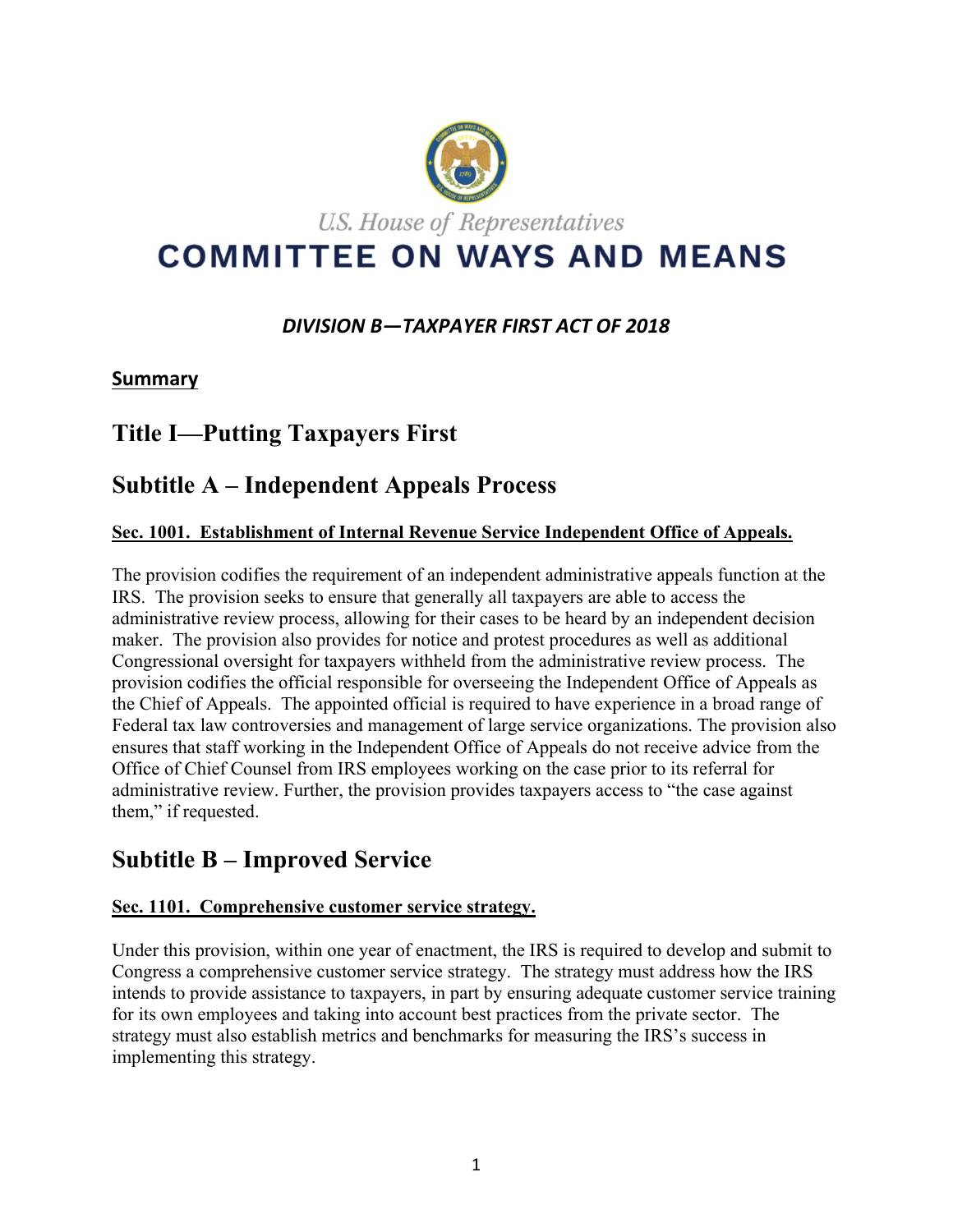U.S. House of Representatives

# COMMITTEE ON WAYS AND MEANS

***DIVISION B—TAXPAYER FIRST ACT OF 2018***

**Summary**

# Title I—Putting Taxpayers First

## Subtitle A – Independent Appeals Process

### Sec. 1001. Establishment of Internal Revenue Service Independent Office of Appeals.

The provision codifies the requirement of an independent administrative appeals function at the IRS. The provision seeks to ensure that generally all taxpayers are able to access the administrative review process, allowing for their cases to be heard by an independent decision maker. The provision also provides for notice and protest procedures as well as additional Congressional oversight for taxpayers withheld from the administrative review process. The provision codifies the official responsible for overseeing the Independent Office of Appeals as the Chief of Appeals. The appointed official is required to have experience in a broad range of Federal tax law controversies and management of large service organizations. The provision also ensures that staff working in the Independent Office of Appeals do not receive advice from the Office of Chief Counsel from IRS employees working on the case prior to its referral for administrative review. Further, the provision provides taxpayers access to "the case against them," if requested.

## Subtitle B – Improved Service

### Sec. 1101. Comprehensive customer service strategy.

Under this provision, within one year of enactment, the IRS is required to develop and submit to Congress a comprehensive customer service strategy. The strategy must address how the IRS intends to provide assistance to taxpayers, in part by ensuring adequate customer service training for its own employees and taking into account best practices from the private sector. The strategy must also establish metrics and benchmarks for measuring the IRS's success in implementing this strategy.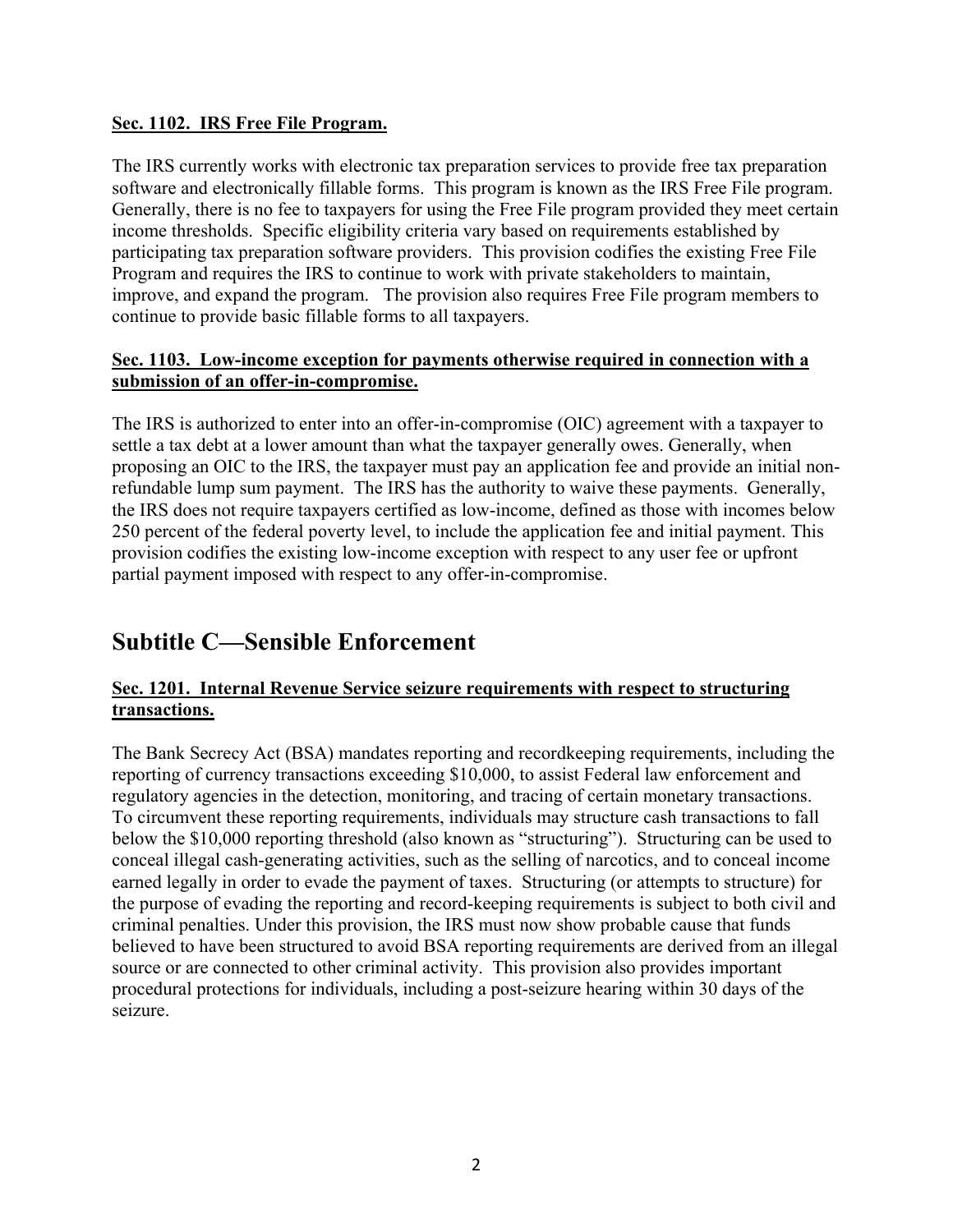**Sec. 1102. IRS Free File Program.**

The IRS currently works with electronic tax preparation services to provide free tax preparation software and electronically fillable forms. This program is known as the IRS Free File program. Generally, there is no fee to taxpayers for using the Free File program provided they meet certain income thresholds. Specific eligibility criteria vary based on requirements established by participating tax preparation software providers. This provision codifies the existing Free File Program and requires the IRS to continue to work with private stakeholders to maintain, improve, and expand the program. The provision also requires Free File program members to continue to provide basic fillable forms to all taxpayers.

**Sec. 1103. Low-income exception for payments otherwise required in connection with a submission of an offer-in-compromise.**

The IRS is authorized to enter into an offer-in-compromise (OIC) agreement with a taxpayer to settle a tax debt at a lower amount than what the taxpayer generally owes. Generally, when proposing an OIC to the IRS, the taxpayer must pay an application fee and provide an initial non-refundable lump sum payment. The IRS has the authority to waive these payments. Generally, the IRS does not require taxpayers certified as low-income, defined as those with incomes below 250 percent of the federal poverty level, to include the application fee and initial payment. This provision codifies the existing low-income exception with respect to any user fee or upfront partial payment imposed with respect to any offer-in-compromise.

## Subtitle C—Sensible Enforcement

**Sec. 1201. Internal Revenue Service seizure requirements with respect to structuring transactions.**

The Bank Secrecy Act (BSA) mandates reporting and recordkeeping requirements, including the reporting of currency transactions exceeding $10,000, to assist Federal law enforcement and regulatory agencies in the detection, monitoring, and tracing of certain monetary transactions. To circumvent these reporting requirements, individuals may structure cash transactions to fall below the $10,000 reporting threshold (also known as "structuring"). Structuring can be used to conceal illegal cash-generating activities, such as the selling of narcotics, and to conceal income earned legally in order to evade the payment of taxes. Structuring (or attempts to structure) for the purpose of evading the reporting and record-keeping requirements is subject to both civil and criminal penalties. Under this provision, the IRS must now show probable cause that funds believed to have been structured to avoid BSA reporting requirements are derived from an illegal source or are connected to other criminal activity. This provision also provides important procedural protections for individuals, including a post-seizure hearing within 30 days of the seizure.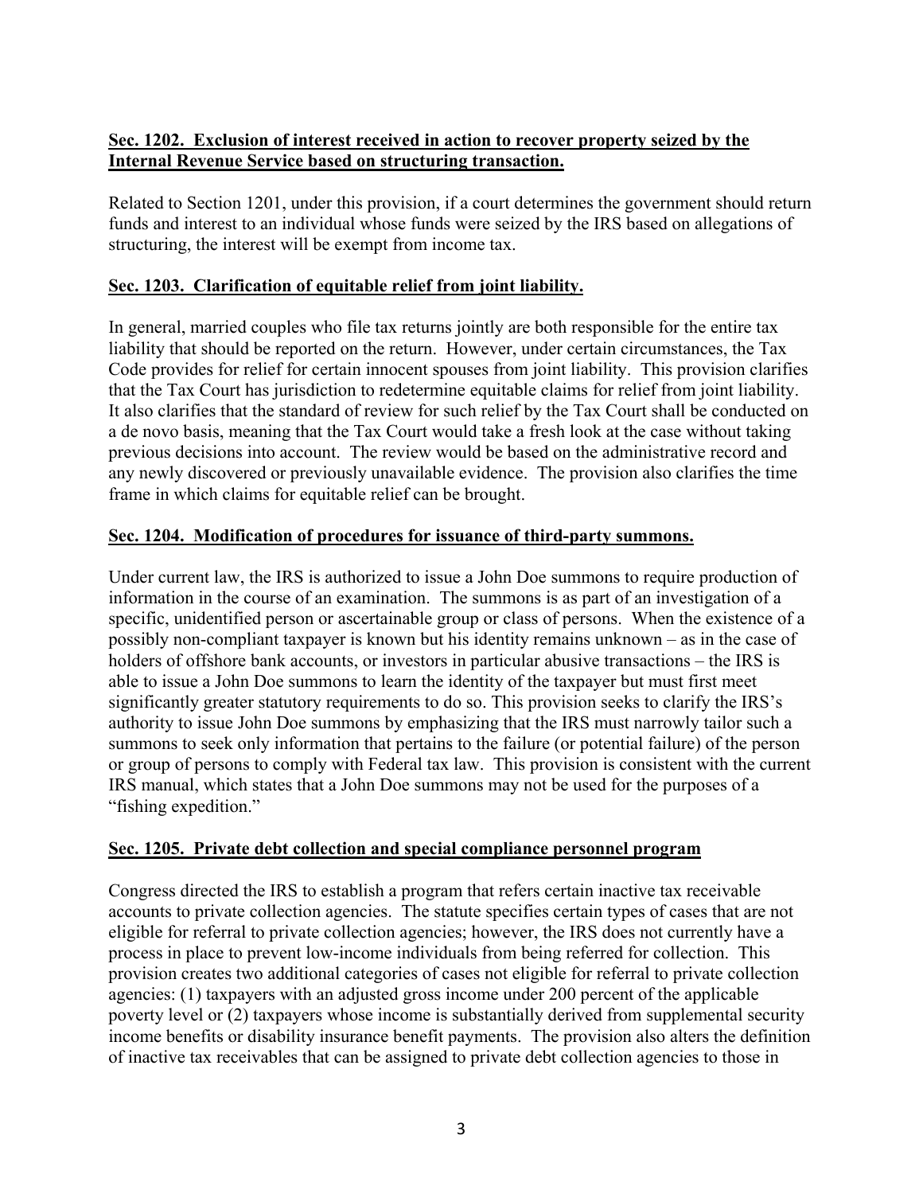**<u>Sec. 1202. Exclusion of interest received in action to recover property seized by the Internal Revenue Service based on structuring transaction.</u>**

Related to Section 1201, under this provision, if a court determines the government should return funds and interest to an individual whose funds were seized by the IRS based on allegations of structuring, the interest will be exempt from income tax.

**<u>Sec. 1203. Clarification of equitable relief from joint liability.</u>**

In general, married couples who file tax returns jointly are both responsible for the entire tax liability that should be reported on the return. However, under certain circumstances, the Tax Code provides for relief for certain innocent spouses from joint liability. This provision clarifies that the Tax Court has jurisdiction to redetermine equitable claims for relief from joint liability. It also clarifies that the standard of review for such relief by the Tax Court shall be conducted on a de novo basis, meaning that the Tax Court would take a fresh look at the case without taking previous decisions into account. The review would be based on the administrative record and any newly discovered or previously unavailable evidence. The provision also clarifies the time frame in which claims for equitable relief can be brought.

**<u>Sec. 1204. Modification of procedures for issuance of third-party summons.</u>**

Under current law, the IRS is authorized to issue a John Doe summons to require production of information in the course of an examination. The summons is as part of an investigation of a specific, unidentified person or ascertainable group or class of persons. When the existence of a possibly non-compliant taxpayer is known but his identity remains unknown – as in the case of holders of offshore bank accounts, or investors in particular abusive transactions – the IRS is able to issue a John Doe summons to learn the identity of the taxpayer but must first meet significantly greater statutory requirements to do so. This provision seeks to clarify the IRS's authority to issue John Doe summons by emphasizing that the IRS must narrowly tailor such a summons to seek only information that pertains to the failure (or potential failure) of the person or group of persons to comply with Federal tax law. This provision is consistent with the current IRS manual, which states that a John Doe summons may not be used for the purposes of a "fishing expedition."

**<u>Sec. 1205. Private debt collection and special compliance personnel program</u>**

Congress directed the IRS to establish a program that refers certain inactive tax receivable accounts to private collection agencies. The statute specifies certain types of cases that are not eligible for referral to private collection agencies; however, the IRS does not currently have a process in place to prevent low-income individuals from being referred for collection. This provision creates two additional categories of cases not eligible for referral to private collection agencies: (1) taxpayers with an adjusted gross income under 200 percent of the applicable poverty level or (2) taxpayers whose income is substantially derived from supplemental security income benefits or disability insurance benefit payments. The provision also alters the definition of inactive tax receivables that can be assigned to private debt collection agencies to those in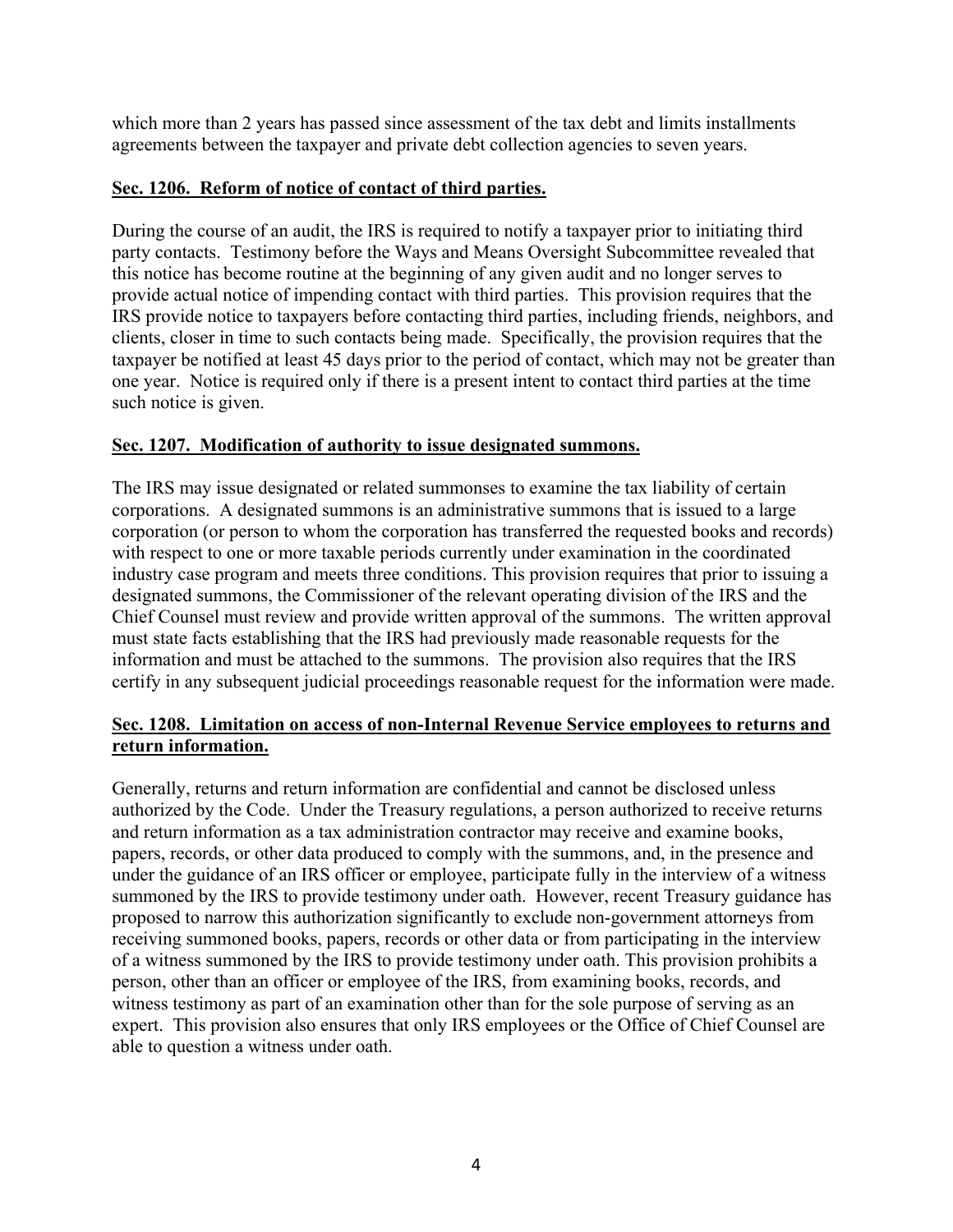which more than 2 years has passed since assessment of the tax debt and limits installments agreements between the taxpayer and private debt collection agencies to seven years.

**Sec. 1206. Reform of notice of contact of third parties.**

During the course of an audit, the IRS is required to notify a taxpayer prior to initiating third party contacts. Testimony before the Ways and Means Oversight Subcommittee revealed that this notice has become routine at the beginning of any given audit and no longer serves to provide actual notice of impending contact with third parties. This provision requires that the IRS provide notice to taxpayers before contacting third parties, including friends, neighbors, and clients, closer in time to such contacts being made. Specifically, the provision requires that the taxpayer be notified at least 45 days prior to the period of contact, which may not be greater than one year. Notice is required only if there is a present intent to contact third parties at the time such notice is given.

**Sec. 1207. Modification of authority to issue designated summons.**

The IRS may issue designated or related summonses to examine the tax liability of certain corporations. A designated summons is an administrative summons that is issued to a large corporation (or person to whom the corporation has transferred the requested books and records) with respect to one or more taxable periods currently under examination in the coordinated industry case program and meets three conditions. This provision requires that prior to issuing a designated summons, the Commissioner of the relevant operating division of the IRS and the Chief Counsel must review and provide written approval of the summons. The written approval must state facts establishing that the IRS had previously made reasonable requests for the information and must be attached to the summons. The provision also requires that the IRS certify in any subsequent judicial proceedings reasonable request for the information were made.

**Sec. 1208. Limitation on access of non-Internal Revenue Service employees to returns and return information.**

Generally, returns and return information are confidential and cannot be disclosed unless authorized by the Code. Under the Treasury regulations, a person authorized to receive returns and return information as a tax administration contractor may receive and examine books, papers, records, or other data produced to comply with the summons, and, in the presence and under the guidance of an IRS officer or employee, participate fully in the interview of a witness summoned by the IRS to provide testimony under oath. However, recent Treasury guidance has proposed to narrow this authorization significantly to exclude non-government attorneys from receiving summoned books, papers, records or other data or from participating in the interview of a witness summoned by the IRS to provide testimony under oath. This provision prohibits a person, other than an officer or employee of the IRS, from examining books, records, and witness testimony as part of an examination other than for the sole purpose of serving as an expert. This provision also ensures that only IRS employees or the Office of Chief Counsel are able to question a witness under oath.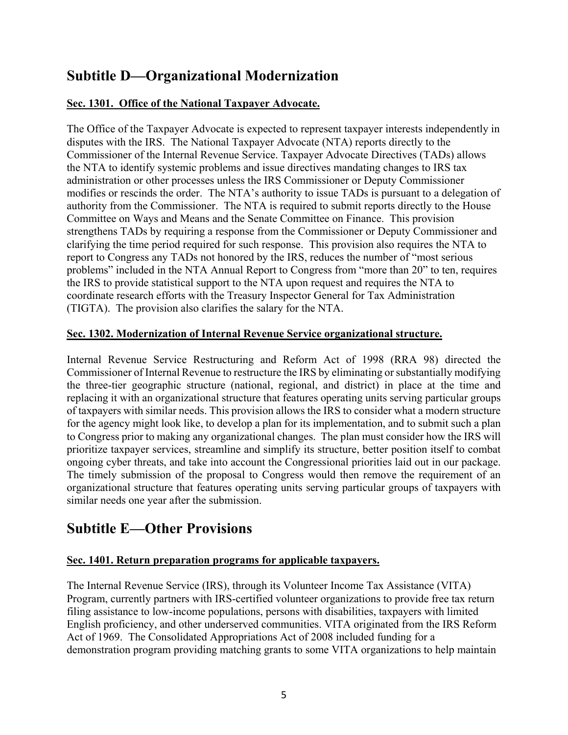## Subtitle D—Organizational Modernization

**Sec. 1301. Office of the National Taxpayer Advocate.**

The Office of the Taxpayer Advocate is expected to represent taxpayer interests independently in disputes with the IRS. The National Taxpayer Advocate (NTA) reports directly to the Commissioner of the Internal Revenue Service. Taxpayer Advocate Directives (TADs) allows the NTA to identify systemic problems and issue directives mandating changes to IRS tax administration or other processes unless the IRS Commissioner or Deputy Commissioner modifies or rescinds the order. The NTA's authority to issue TADs is pursuant to a delegation of authority from the Commissioner. The NTA is required to submit reports directly to the House Committee on Ways and Means and the Senate Committee on Finance. This provision strengthens TADs by requiring a response from the Commissioner or Deputy Commissioner and clarifying the time period required for such response. This provision also requires the NTA to report to Congress any TADs not honored by the IRS, reduces the number of "most serious problems" included in the NTA Annual Report to Congress from "more than 20" to ten, requires the IRS to provide statistical support to the NTA upon request and requires the NTA to coordinate research efforts with the Treasury Inspector General for Tax Administration (TIGTA). The provision also clarifies the salary for the NTA.

**Sec. 1302. Modernization of Internal Revenue Service organizational structure.**

Internal Revenue Service Restructuring and Reform Act of 1998 (RRA 98) directed the Commissioner of Internal Revenue to restructure the IRS by eliminating or substantially modifying the three-tier geographic structure (national, regional, and district) in place at the time and replacing it with an organizational structure that features operating units serving particular groups of taxpayers with similar needs. This provision allows the IRS to consider what a modern structure for the agency might look like, to develop a plan for its implementation, and to submit such a plan to Congress prior to making any organizational changes. The plan must consider how the IRS will prioritize taxpayer services, streamline and simplify its structure, better position itself to combat ongoing cyber threats, and take into account the Congressional priorities laid out in our package. The timely submission of the proposal to Congress would then remove the requirement of an organizational structure that features operating units serving particular groups of taxpayers with similar needs one year after the submission.

## Subtitle E—Other Provisions

**Sec. 1401. Return preparation programs for applicable taxpayers.**

The Internal Revenue Service (IRS), through its Volunteer Income Tax Assistance (VITA) Program, currently partners with IRS-certified volunteer organizations to provide free tax return filing assistance to low-income populations, persons with disabilities, taxpayers with limited English proficiency, and other underserved communities. VITA originated from the IRS Reform Act of 1969. The Consolidated Appropriations Act of 2008 included funding for a demonstration program providing matching grants to some VITA organizations to help maintain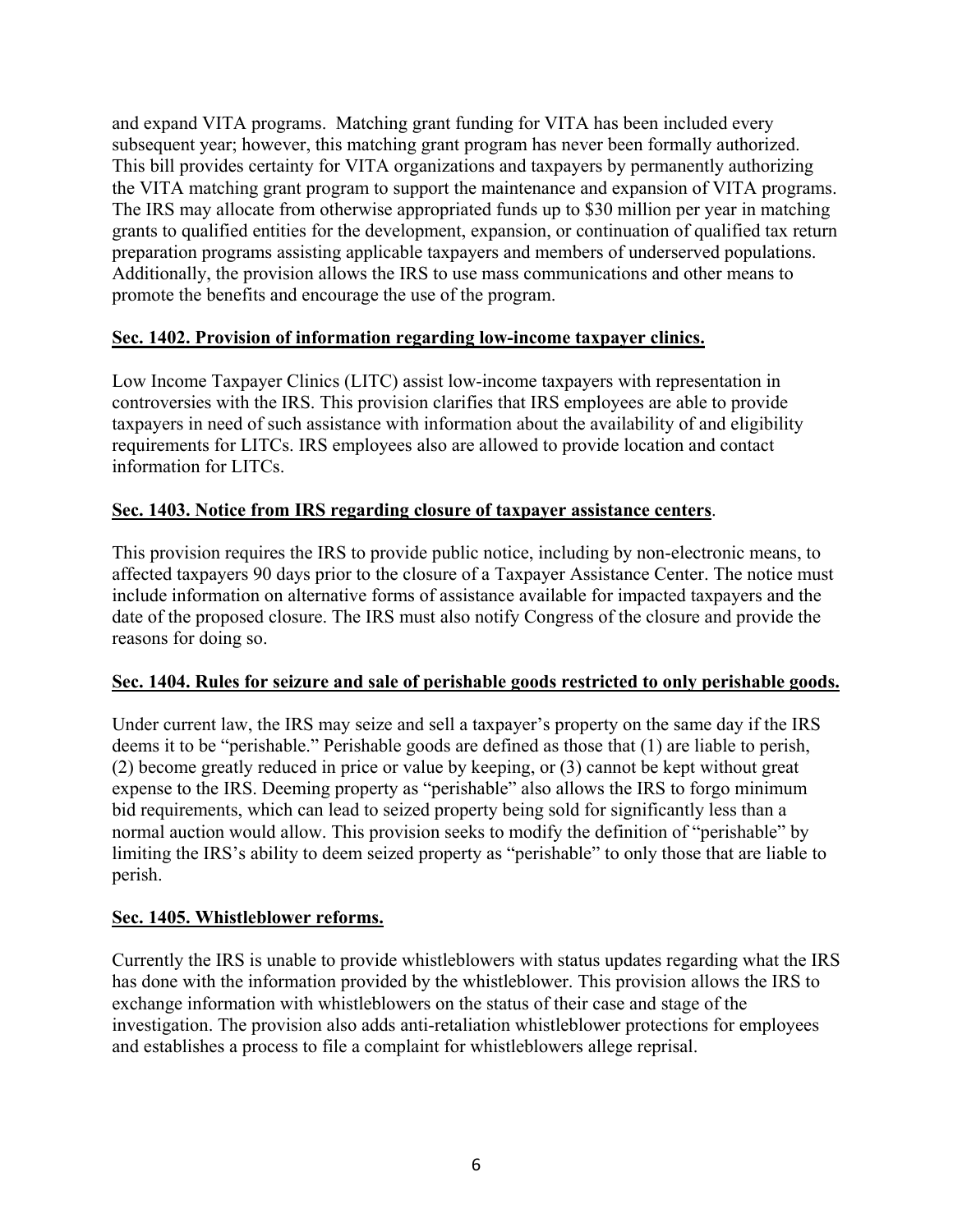and expand VITA programs. Matching grant funding for VITA has been included every subsequent year; however, this matching grant program has never been formally authorized. This bill provides certainty for VITA organizations and taxpayers by permanently authorizing the VITA matching grant program to support the maintenance and expansion of VITA programs. The IRS may allocate from otherwise appropriated funds up to $30 million per year in matching grants to qualified entities for the development, expansion, or continuation of qualified tax return preparation programs assisting applicable taxpayers and members of underserved populations. Additionally, the provision allows the IRS to use mass communications and other means to promote the benefits and encourage the use of the program.

**<u>Sec. 1402. Provision of information regarding low-income taxpayer clinics.</u>**

Low Income Taxpayer Clinics (LITC) assist low-income taxpayers with representation in controversies with the IRS. This provision clarifies that IRS employees are able to provide taxpayers in need of such assistance with information about the availability of and eligibility requirements for LITCs. IRS employees also are allowed to provide location and contact information for LITCs.

**<u>Sec. 1403. Notice from IRS regarding closure of taxpayer assistance centers</u>.**

This provision requires the IRS to provide public notice, including by non-electronic means, to affected taxpayers 90 days prior to the closure of a Taxpayer Assistance Center. The notice must include information on alternative forms of assistance available for impacted taxpayers and the date of the proposed closure. The IRS must also notify Congress of the closure and provide the reasons for doing so.

**<u>Sec. 1404. Rules for seizure and sale of perishable goods restricted to only perishable goods.</u>**

Under current law, the IRS may seize and sell a taxpayer's property on the same day if the IRS deems it to be "perishable." Perishable goods are defined as those that (1) are liable to perish, (2) become greatly reduced in price or value by keeping, or (3) cannot be kept without great expense to the IRS. Deeming property as "perishable" also allows the IRS to forgo minimum bid requirements, which can lead to seized property being sold for significantly less than a normal auction would allow. This provision seeks to modify the definition of "perishable" by limiting the IRS's ability to deem seized property as "perishable" to only those that are liable to perish.

**<u>Sec. 1405. Whistleblower reforms.</u>**

Currently the IRS is unable to provide whistleblowers with status updates regarding what the IRS has done with the information provided by the whistleblower. This provision allows the IRS to exchange information with whistleblowers on the status of their case and stage of the investigation. The provision also adds anti-retaliation whistleblower protections for employees and establishes a process to file a complaint for whistleblowers allege reprisal.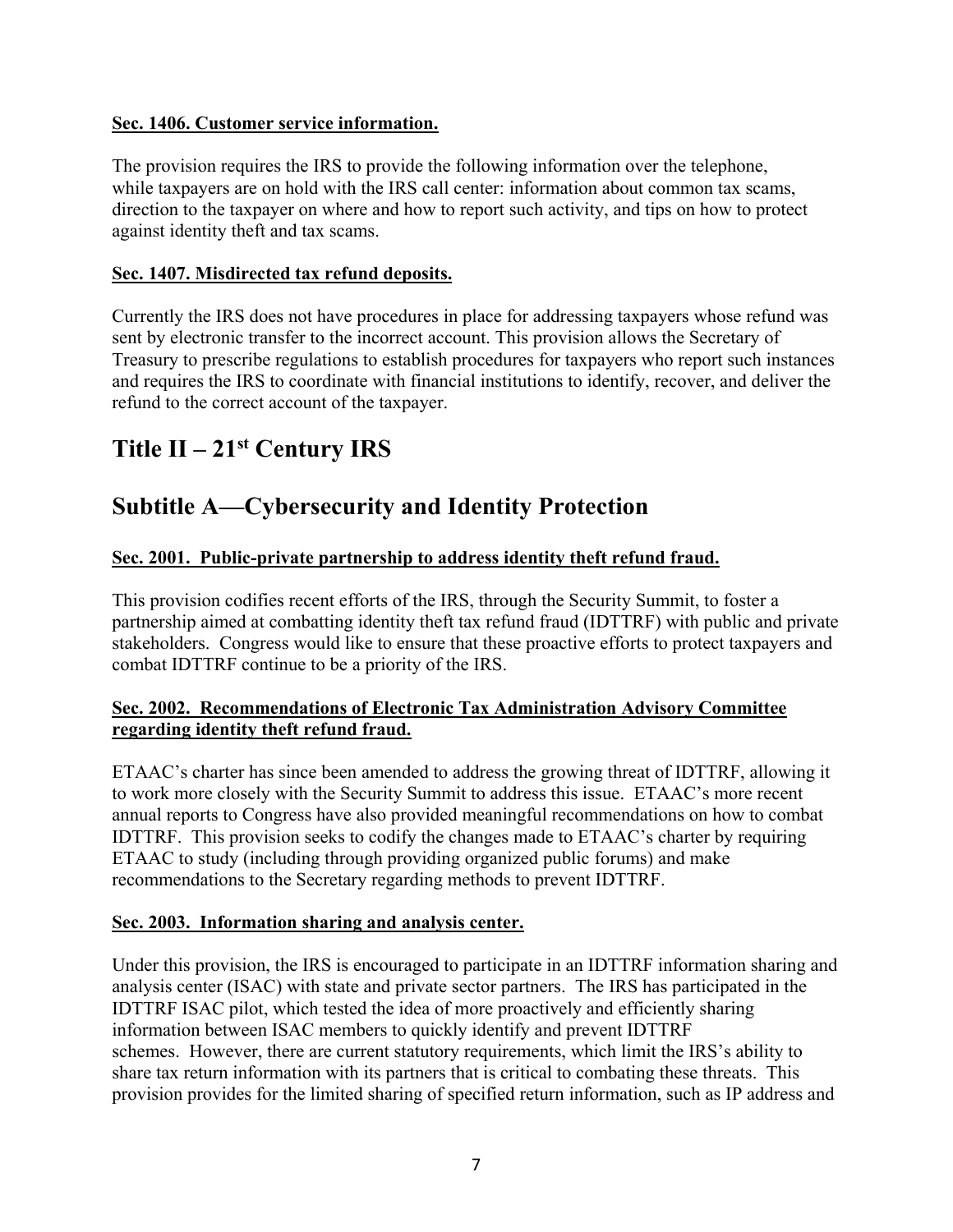**Sec. 1406. Customer service information.**

The provision requires the IRS to provide the following information over the telephone, while taxpayers are on hold with the IRS call center: information about common tax scams, direction to the taxpayer on where and how to report such activity, and tips on how to protect against identity theft and tax scams.

**Sec. 1407. Misdirected tax refund deposits.**

Currently the IRS does not have procedures in place for addressing taxpayers whose refund was sent by electronic transfer to the incorrect account. This provision allows the Secretary of Treasury to prescribe regulations to establish procedures for taxpayers who report such instances and requires the IRS to coordinate with financial institutions to identify, recover, and deliver the refund to the correct account of the taxpayer.

# Title II – 21st Century IRS

# Subtitle A—Cybersecurity and Identity Protection

**Sec. 2001. Public-private partnership to address identity theft refund fraud.**

This provision codifies recent efforts of the IRS, through the Security Summit, to foster a partnership aimed at combatting identity theft tax refund fraud (IDTTRF) with public and private stakeholders. Congress would like to ensure that these proactive efforts to protect taxpayers and combat IDTTRF continue to be a priority of the IRS.

**Sec. 2002. Recommendations of Electronic Tax Administration Advisory Committee regarding identity theft refund fraud.**

ETAAC's charter has since been amended to address the growing threat of IDTTRF, allowing it to work more closely with the Security Summit to address this issue. ETAAC's more recent annual reports to Congress have also provided meaningful recommendations on how to combat IDTTRF. This provision seeks to codify the changes made to ETAAC's charter by requiring ETAAC to study (including through providing organized public forums) and make recommendations to the Secretary regarding methods to prevent IDTTRF.

**Sec. 2003. Information sharing and analysis center.**

Under this provision, the IRS is encouraged to participate in an IDTTRF information sharing and analysis center (ISAC) with state and private sector partners. The IRS has participated in the IDTTRF ISAC pilot, which tested the idea of more proactively and efficiently sharing information between ISAC members to quickly identify and prevent IDTTRF schemes. However, there are current statutory requirements, which limit the IRS's ability to share tax return information with its partners that is critical to combating these threats. This provision provides for the limited sharing of specified return information, such as IP address and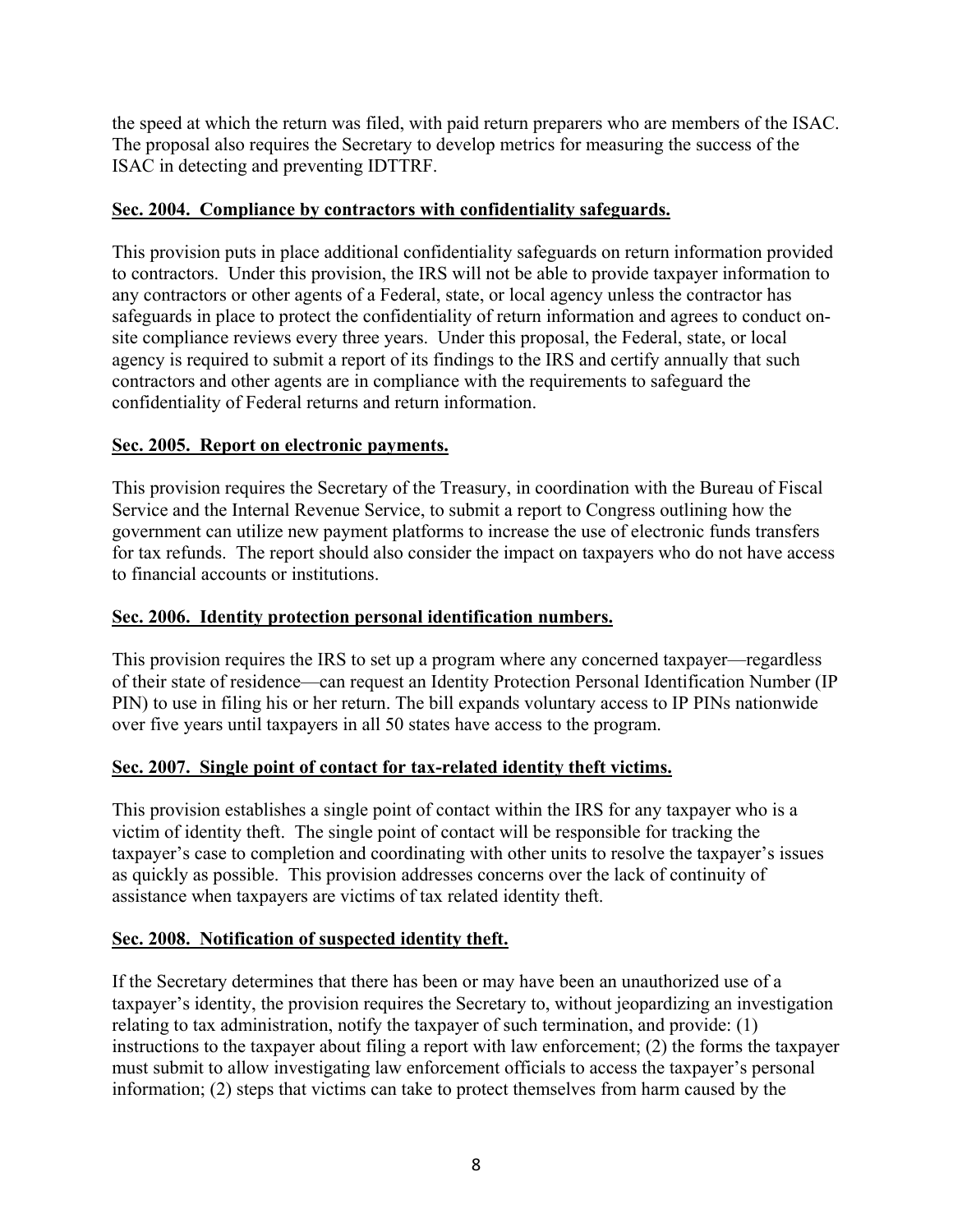the speed at which the return was filed, with paid return preparers who are members of the ISAC. The proposal also requires the Secretary to develop metrics for measuring the success of the ISAC in detecting and preventing IDTTRF.

**Sec. 2004. Compliance by contractors with confidentiality safeguards.**

This provision puts in place additional confidentiality safeguards on return information provided to contractors. Under this provision, the IRS will not be able to provide taxpayer information to any contractors or other agents of a Federal, state, or local agency unless the contractor has safeguards in place to protect the confidentiality of return information and agrees to conduct on-site compliance reviews every three years. Under this proposal, the Federal, state, or local agency is required to submit a report of its findings to the IRS and certify annually that such contractors and other agents are in compliance with the requirements to safeguard the confidentiality of Federal returns and return information.

**Sec. 2005. Report on electronic payments.**

This provision requires the Secretary of the Treasury, in coordination with the Bureau of Fiscal Service and the Internal Revenue Service, to submit a report to Congress outlining how the government can utilize new payment platforms to increase the use of electronic funds transfers for tax refunds. The report should also consider the impact on taxpayers who do not have access to financial accounts or institutions.

**Sec. 2006. Identity protection personal identification numbers.**

This provision requires the IRS to set up a program where any concerned taxpayer—regardless of their state of residence—can request an Identity Protection Personal Identification Number (IP PIN) to use in filing his or her return. The bill expands voluntary access to IP PINs nationwide over five years until taxpayers in all 50 states have access to the program.

**Sec. 2007. Single point of contact for tax-related identity theft victims.**

This provision establishes a single point of contact within the IRS for any taxpayer who is a victim of identity theft. The single point of contact will be responsible for tracking the taxpayer's case to completion and coordinating with other units to resolve the taxpayer's issues as quickly as possible. This provision addresses concerns over the lack of continuity of assistance when taxpayers are victims of tax related identity theft.

**Sec. 2008. Notification of suspected identity theft.**

If the Secretary determines that there has been or may have been an unauthorized use of a taxpayer's identity, the provision requires the Secretary to, without jeopardizing an investigation relating to tax administration, notify the taxpayer of such termination, and provide: (1) instructions to the taxpayer about filing a report with law enforcement; (2) the forms the taxpayer must submit to allow investigating law enforcement officials to access the taxpayer's personal information; (2) steps that victims can take to protect themselves from harm caused by the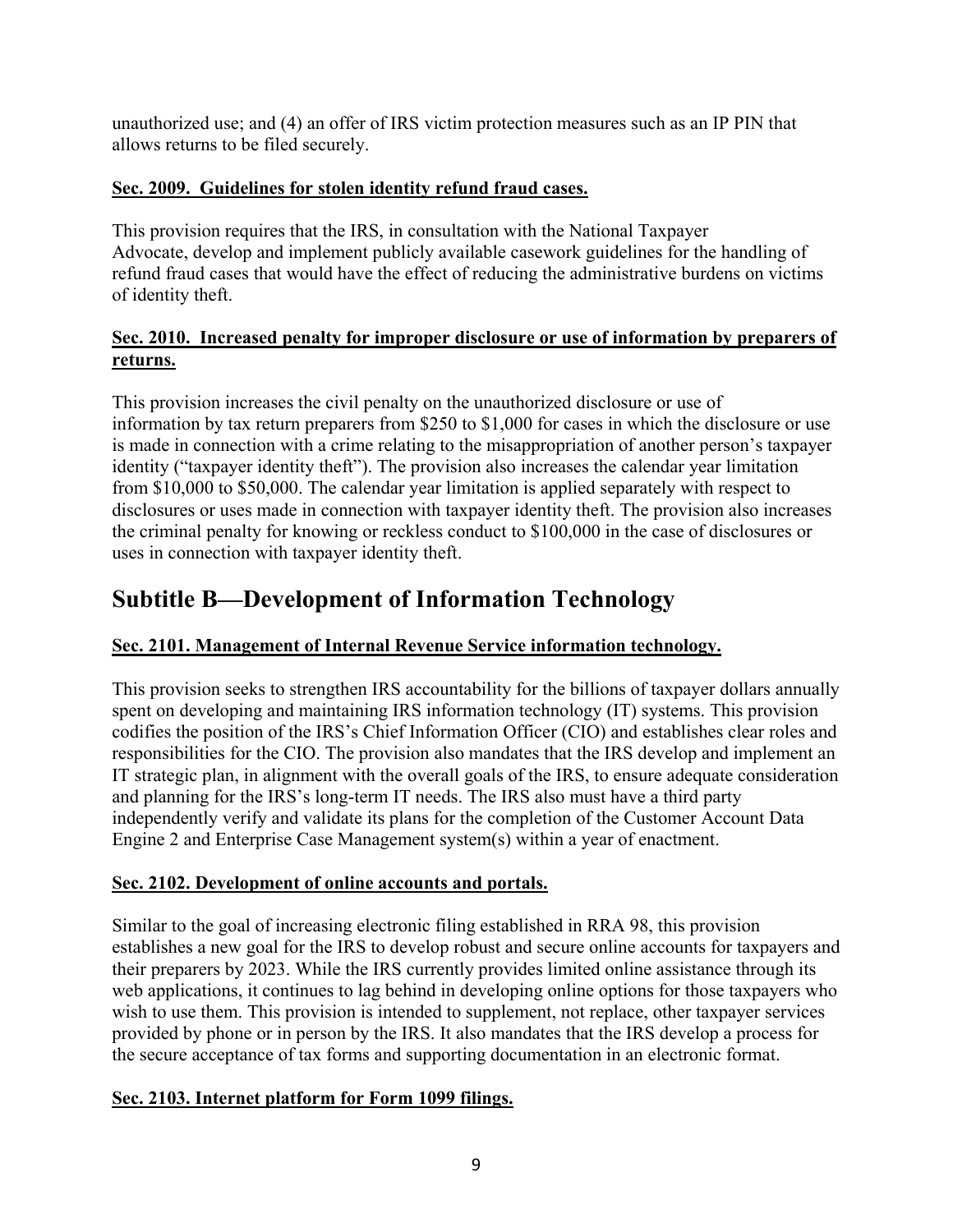unauthorized use; and (4) an offer of IRS victim protection measures such as an IP PIN that allows returns to be filed securely.

**Sec. 2009. Guidelines for stolen identity refund fraud cases.**

This provision requires that the IRS, in consultation with the National Taxpayer Advocate, develop and implement publicly available casework guidelines for the handling of refund fraud cases that would have the effect of reducing the administrative burdens on victims of identity theft.

**Sec. 2010. Increased penalty for improper disclosure or use of information by preparers of returns.**

This provision increases the civil penalty on the unauthorized disclosure or use of information by tax return preparers from $250 to $1,000 for cases in which the disclosure or use is made in connection with a crime relating to the misappropriation of another person's taxpayer identity ("taxpayer identity theft"). The provision also increases the calendar year limitation from $10,000 to $50,000. The calendar year limitation is applied separately with respect to disclosures or uses made in connection with taxpayer identity theft. The provision also increases the criminal penalty for knowing or reckless conduct to $100,000 in the case of disclosures or uses in connection with taxpayer identity theft.

## Subtitle B—Development of Information Technology

**Sec. 2101. Management of Internal Revenue Service information technology.**

This provision seeks to strengthen IRS accountability for the billions of taxpayer dollars annually spent on developing and maintaining IRS information technology (IT) systems. This provision codifies the position of the IRS's Chief Information Officer (CIO) and establishes clear roles and responsibilities for the CIO. The provision also mandates that the IRS develop and implement an IT strategic plan, in alignment with the overall goals of the IRS, to ensure adequate consideration and planning for the IRS's long-term IT needs. The IRS also must have a third party independently verify and validate its plans for the completion of the Customer Account Data Engine 2 and Enterprise Case Management system(s) within a year of enactment.

**Sec. 2102. Development of online accounts and portals.**

Similar to the goal of increasing electronic filing established in RRA 98, this provision establishes a new goal for the IRS to develop robust and secure online accounts for taxpayers and their preparers by 2023. While the IRS currently provides limited online assistance through its web applications, it continues to lag behind in developing online options for those taxpayers who wish to use them. This provision is intended to supplement, not replace, other taxpayer services provided by phone or in person by the IRS. It also mandates that the IRS develop a process for the secure acceptance of tax forms and supporting documentation in an electronic format.

**Sec. 2103. Internet platform for Form 1099 filings.**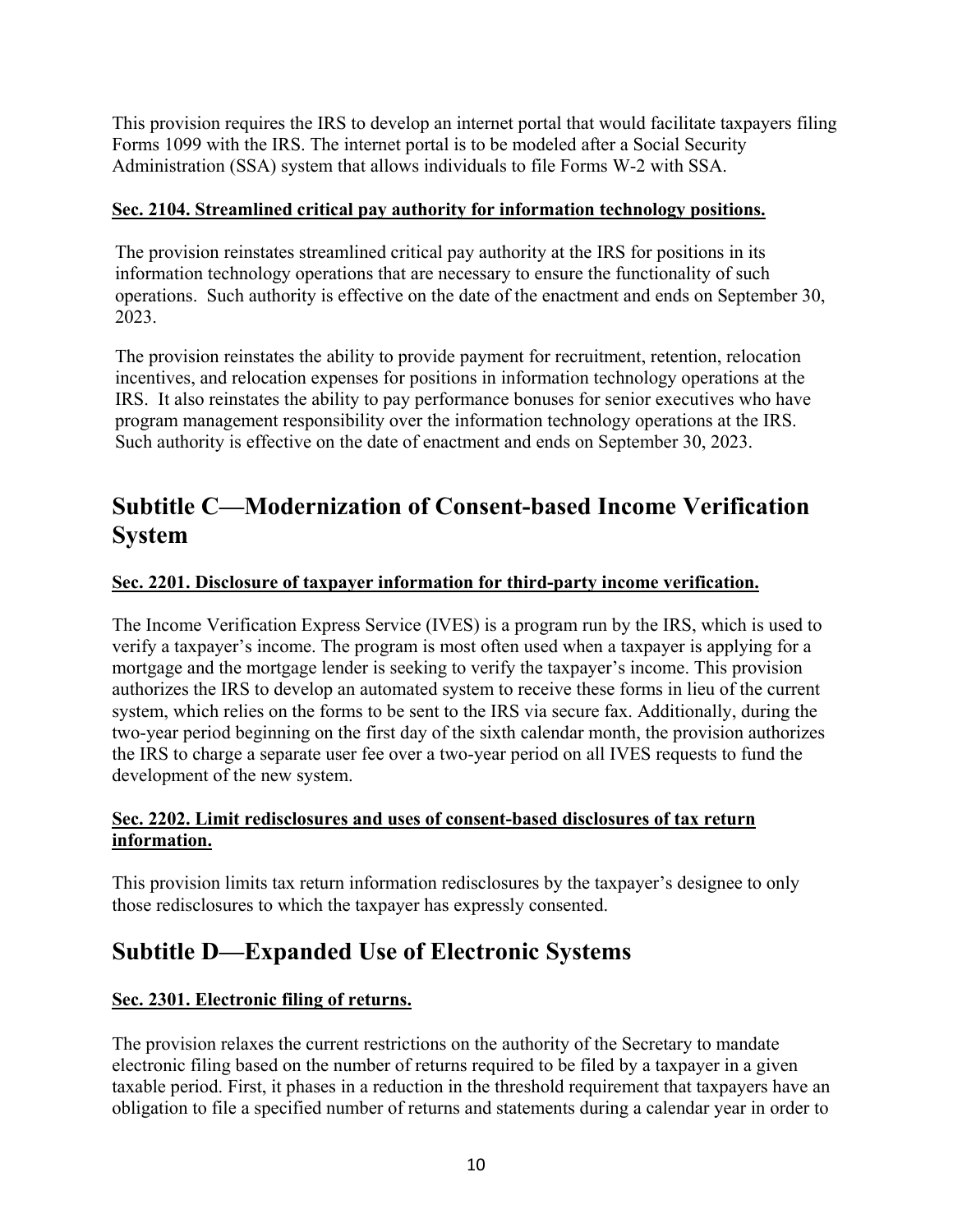This provision requires the IRS to develop an internet portal that would facilitate taxpayers filing Forms 1099 with the IRS. The internet portal is to be modeled after a Social Security Administration (SSA) system that allows individuals to file Forms W-2 with SSA.

**Sec. 2104. Streamlined critical pay authority for information technology positions.**

The provision reinstates streamlined critical pay authority at the IRS for positions in its information technology operations that are necessary to ensure the functionality of such operations. Such authority is effective on the date of the enactment and ends on September 30, 2023.

The provision reinstates the ability to provide payment for recruitment, retention, relocation incentives, and relocation expenses for positions in information technology operations at the IRS. It also reinstates the ability to pay performance bonuses for senior executives who have program management responsibility over the information technology operations at the IRS. Such authority is effective on the date of enactment and ends on September 30, 2023.

## Subtitle C—Modernization of Consent-based Income Verification System

**Sec. 2201. Disclosure of taxpayer information for third-party income verification.**

The Income Verification Express Service (IVES) is a program run by the IRS, which is used to verify a taxpayer's income. The program is most often used when a taxpayer is applying for a mortgage and the mortgage lender is seeking to verify the taxpayer's income. This provision authorizes the IRS to develop an automated system to receive these forms in lieu of the current system, which relies on the forms to be sent to the IRS via secure fax. Additionally, during the two-year period beginning on the first day of the sixth calendar month, the provision authorizes the IRS to charge a separate user fee over a two-year period on all IVES requests to fund the development of the new system.

**Sec. 2202. Limit redisclosures and uses of consent-based disclosures of tax return information.**

This provision limits tax return information redisclosures by the taxpayer's designee to only those redisclosures to which the taxpayer has expressly consented.

## Subtitle D—Expanded Use of Electronic Systems

**Sec. 2301. Electronic filing of returns.**

The provision relaxes the current restrictions on the authority of the Secretary to mandate electronic filing based on the number of returns required to be filed by a taxpayer in a given taxable period. First, it phases in a reduction in the threshold requirement that taxpayers have an obligation to file a specified number of returns and statements during a calendar year in order to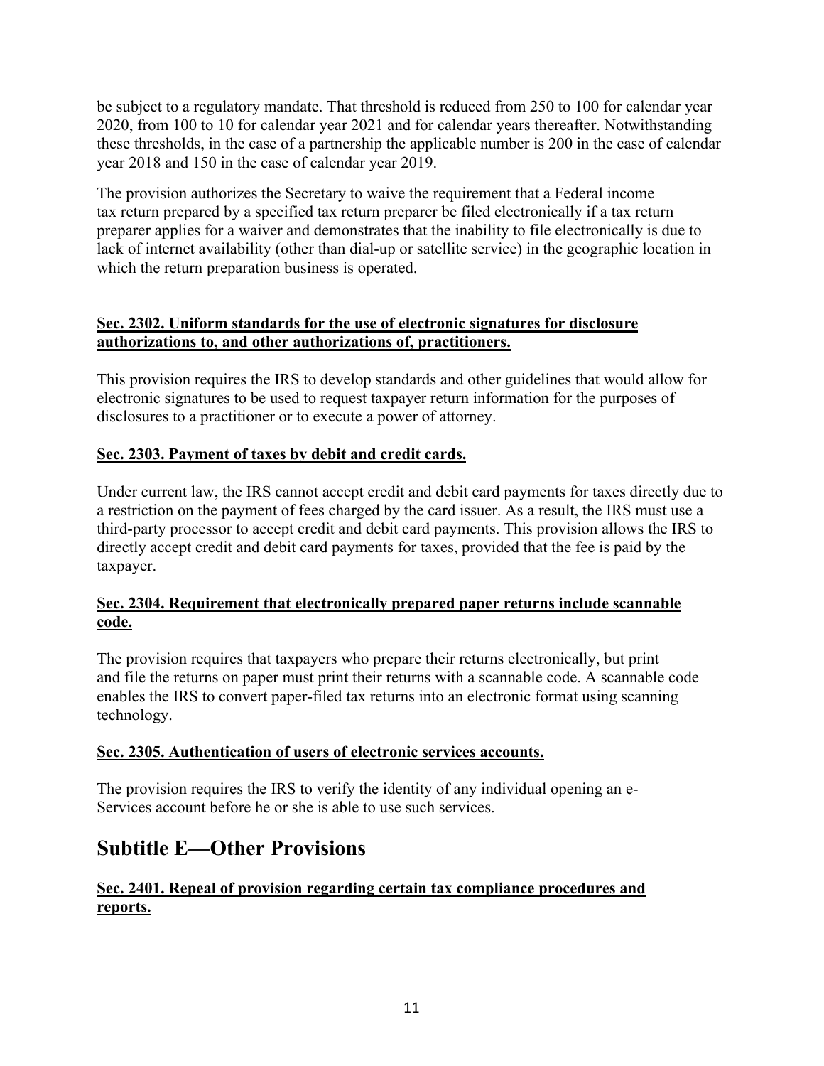be subject to a regulatory mandate. That threshold is reduced from 250 to 100 for calendar year 2020, from 100 to 10 for calendar year 2021 and for calendar years thereafter. Notwithstanding these thresholds, in the case of a partnership the applicable number is 200 in the case of calendar year 2018 and 150 in the case of calendar year 2019.

The provision authorizes the Secretary to waive the requirement that a Federal income tax return prepared by a specified tax return preparer be filed electronically if a tax return preparer applies for a waiver and demonstrates that the inability to file electronically is due to lack of internet availability (other than dial-up or satellite service) in the geographic location in which the return preparation business is operated.

**Sec. 2302. Uniform standards for the use of electronic signatures for disclosure authorizations to, and other authorizations of, practitioners.**

This provision requires the IRS to develop standards and other guidelines that would allow for electronic signatures to be used to request taxpayer return information for the purposes of disclosures to a practitioner or to execute a power of attorney.

**Sec. 2303. Payment of taxes by debit and credit cards.**

Under current law, the IRS cannot accept credit and debit card payments for taxes directly due to a restriction on the payment of fees charged by the card issuer. As a result, the IRS must use a third-party processor to accept credit and debit card payments. This provision allows the IRS to directly accept credit and debit card payments for taxes, provided that the fee is paid by the taxpayer.

**Sec. 2304. Requirement that electronically prepared paper returns include scannable code.**

The provision requires that taxpayers who prepare their returns electronically, but print and file the returns on paper must print their returns with a scannable code. A scannable code enables the IRS to convert paper-filed tax returns into an electronic format using scanning technology.

**Sec. 2305. Authentication of users of electronic services accounts.**

The provision requires the IRS to verify the identity of any individual opening an e-Services account before he or she is able to use such services.

## Subtitle E—Other Provisions

**Sec. 2401. Repeal of provision regarding certain tax compliance procedures and reports.**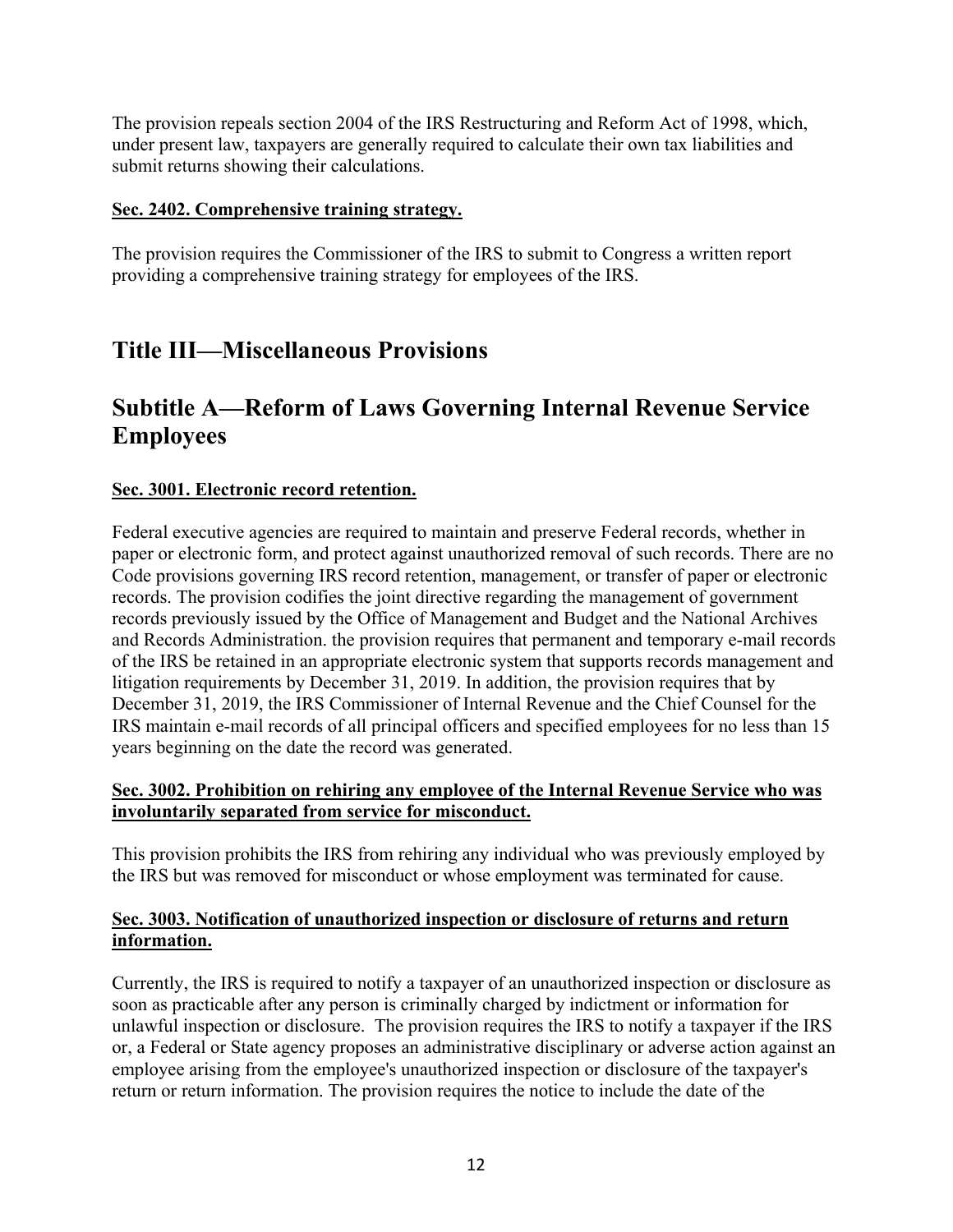The provision repeals section 2004 of the IRS Restructuring and Reform Act of 1998, which, under present law, taxpayers are generally required to calculate their own tax liabilities and submit returns showing their calculations.

**Sec. 2402. Comprehensive training strategy.**

The provision requires the Commissioner of the IRS to submit to Congress a written report providing a comprehensive training strategy for employees of the IRS.

# Title III—Miscellaneous Provisions

# Subtitle A—Reform of Laws Governing Internal Revenue Service Employees

**Sec. 3001. Electronic record retention.**

Federal executive agencies are required to maintain and preserve Federal records, whether in paper or electronic form, and protect against unauthorized removal of such records. There are no Code provisions governing IRS record retention, management, or transfer of paper or electronic records. The provision codifies the joint directive regarding the management of government records previously issued by the Office of Management and Budget and the National Archives and Records Administration. the provision requires that permanent and temporary e-mail records of the IRS be retained in an appropriate electronic system that supports records management and litigation requirements by December 31, 2019. In addition, the provision requires that by December 31, 2019, the IRS Commissioner of Internal Revenue and the Chief Counsel for the IRS maintain e-mail records of all principal officers and specified employees for no less than 15 years beginning on the date the record was generated.

**Sec. 3002. Prohibition on rehiring any employee of the Internal Revenue Service who was involuntarily separated from service for misconduct.**

This provision prohibits the IRS from rehiring any individual who was previously employed by the IRS but was removed for misconduct or whose employment was terminated for cause.

**Sec. 3003. Notification of unauthorized inspection or disclosure of returns and return information.**

Currently, the IRS is required to notify a taxpayer of an unauthorized inspection or disclosure as soon as practicable after any person is criminally charged by indictment or information for unlawful inspection or disclosure. The provision requires the IRS to notify a taxpayer if the IRS or, a Federal or State agency proposes an administrative disciplinary or adverse action against an employee arising from the employee's unauthorized inspection or disclosure of the taxpayer's return or return information. The provision requires the notice to include the date of the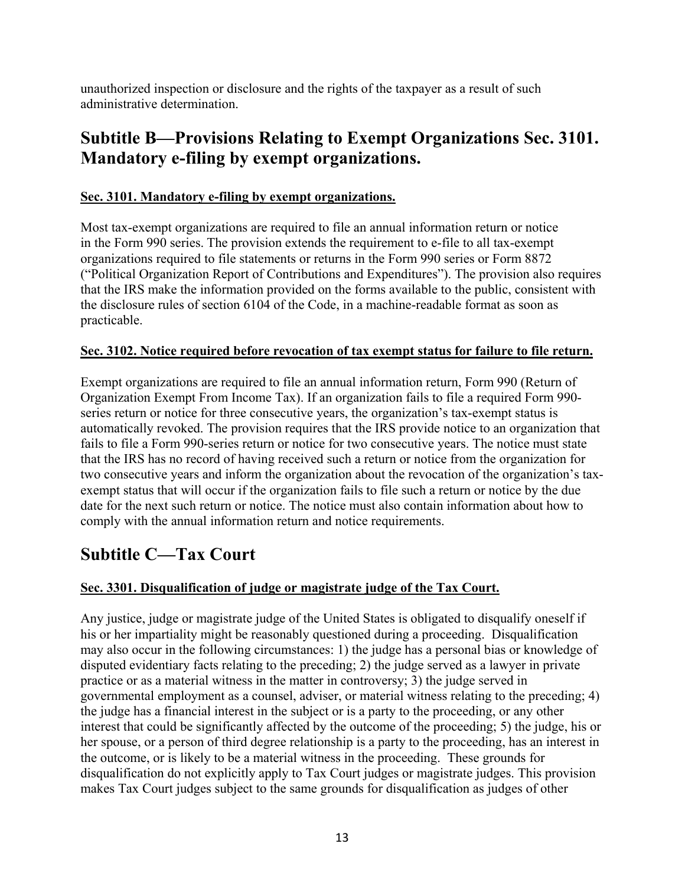unauthorized inspection or disclosure and the rights of the taxpayer as a result of such administrative determination.

## Subtitle B—Provisions Relating to Exempt Organizations Sec. 3101. Mandatory e-filing by exempt organizations.

**Sec. 3101. Mandatory e-filing by exempt organizations.**

Most tax-exempt organizations are required to file an annual information return or notice in the Form 990 series. The provision extends the requirement to e-file to all tax-exempt organizations required to file statements or returns in the Form 990 series or Form 8872 ("Political Organization Report of Contributions and Expenditures"). The provision also requires that the IRS make the information provided on the forms available to the public, consistent with the disclosure rules of section 6104 of the Code, in a machine-readable format as soon as practicable.

**Sec. 3102. Notice required before revocation of tax exempt status for failure to file return.**

Exempt organizations are required to file an annual information return, Form 990 (Return of Organization Exempt From Income Tax). If an organization fails to file a required Form 990-series return or notice for three consecutive years, the organization's tax-exempt status is automatically revoked. The provision requires that the IRS provide notice to an organization that fails to file a Form 990-series return or notice for two consecutive years. The notice must state that the IRS has no record of having received such a return or notice from the organization for two consecutive years and inform the organization about the revocation of the organization's tax-exempt status that will occur if the organization fails to file such a return or notice by the due date for the next such return or notice. The notice must also contain information about how to comply with the annual information return and notice requirements.

## Subtitle C—Tax Court

**Sec. 3301. Disqualification of judge or magistrate judge of the Tax Court.**

Any justice, judge or magistrate judge of the United States is obligated to disqualify oneself if his or her impartiality might be reasonably questioned during a proceeding. Disqualification may also occur in the following circumstances: 1) the judge has a personal bias or knowledge of disputed evidentiary facts relating to the preceding; 2) the judge served as a lawyer in private practice or as a material witness in the matter in controversy; 3) the judge served in governmental employment as a counsel, adviser, or material witness relating to the preceding; 4) the judge has a financial interest in the subject or is a party to the proceeding, or any other interest that could be significantly affected by the outcome of the proceeding; 5) the judge, his or her spouse, or a person of third degree relationship is a party to the proceeding, has an interest in the outcome, or is likely to be a material witness in the proceeding. These grounds for disqualification do not explicitly apply to Tax Court judges or magistrate judges. This provision makes Tax Court judges subject to the same grounds for disqualification as judges of other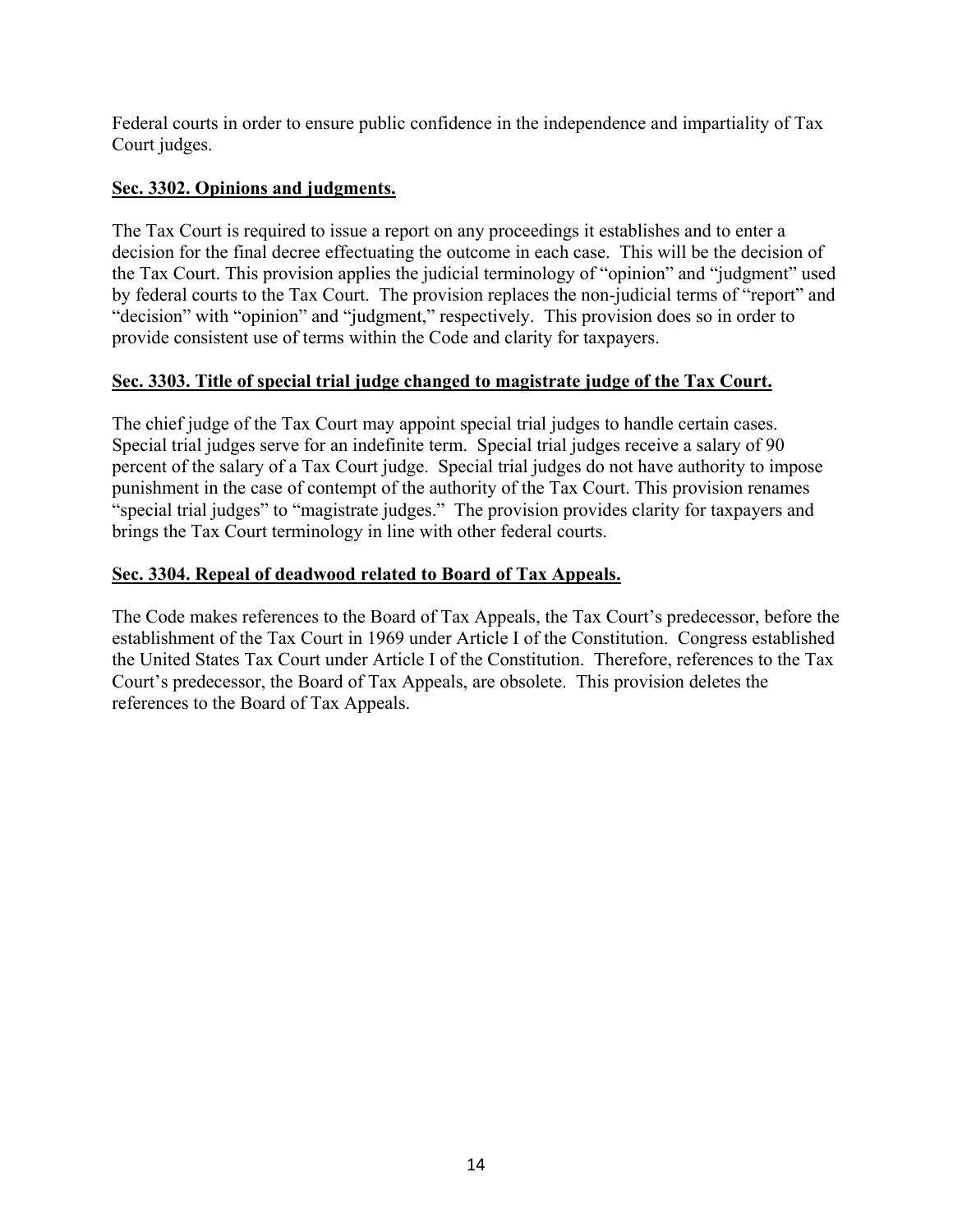Federal courts in order to ensure public confidence in the independence and impartiality of Tax Court judges.

**Sec. 3302. Opinions and judgments.**

The Tax Court is required to issue a report on any proceedings it establishes and to enter a decision for the final decree effectuating the outcome in each case. This will be the decision of the Tax Court. This provision applies the judicial terminology of "opinion" and "judgment" used by federal courts to the Tax Court. The provision replaces the non-judicial terms of "report" and "decision" with "opinion" and "judgment," respectively. This provision does so in order to provide consistent use of terms within the Code and clarity for taxpayers.

**Sec. 3303. Title of special trial judge changed to magistrate judge of the Tax Court.**

The chief judge of the Tax Court may appoint special trial judges to handle certain cases. Special trial judges serve for an indefinite term. Special trial judges receive a salary of 90 percent of the salary of a Tax Court judge. Special trial judges do not have authority to impose punishment in the case of contempt of the authority of the Tax Court. This provision renames "special trial judges" to "magistrate judges." The provision provides clarity for taxpayers and brings the Tax Court terminology in line with other federal courts.

**Sec. 3304. Repeal of deadwood related to Board of Tax Appeals.**

The Code makes references to the Board of Tax Appeals, the Tax Court's predecessor, before the establishment of the Tax Court in 1969 under Article I of the Constitution. Congress established the United States Tax Court under Article I of the Constitution. Therefore, references to the Tax Court's predecessor, the Board of Tax Appeals, are obsolete. This provision deletes the references to the Board of Tax Appeals.